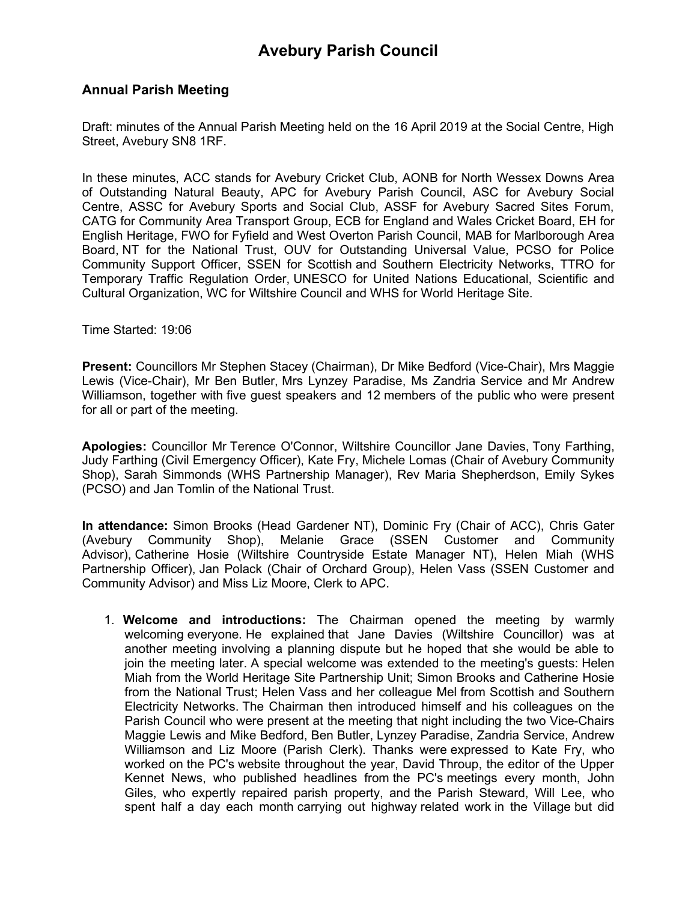# Avebury Parish Council

## Annual Parish Meeting

Draft: minutes of the Annual Parish Meeting held on the 16 April 2019 at the Social Centre, High Street, Avebury SN8 1RF.

In these minutes, ACC stands for Avebury Cricket Club, AONB for North Wessex Downs Area of Outstanding Natural Beauty, APC for Avebury Parish Council, ASC for Avebury Social Centre, ASSC for Avebury Sports and Social Club, ASSF for Avebury Sacred Sites Forum, CATG for Community Area Transport Group, ECB for England and Wales Cricket Board, EH for English Heritage, FWO for Fyfield and West Overton Parish Council, MAB for Marlborough Area Board, NT for the National Trust, OUV for Outstanding Universal Value, PCSO for Police Community Support Officer, SSEN for Scottish and Southern Electricity Networks, TTRO for Temporary Traffic Regulation Order, UNESCO for United Nations Educational, Scientific and Cultural Organization, WC for Wiltshire Council and WHS for World Heritage Site.

Time Started: 19:06

**Present:** Councillors Mr Stephen Stacey (Chairman), Dr Mike Bedford (Vice-Chair), Mrs Maggie Lewis (Vice-Chair), Mr Ben Butler, Mrs Lynzey Paradise, Ms Zandria Service and Mr Andrew Williamson, together with five guest speakers and 12 members of the public who were present for all or part of the meeting.

**Apologies:** Councillor Mr Terence O'Connor, Wiltshire Councillor Jane Davies, Tony Farthing, Judy Farthing (Civil Emergency Officer), Kate Fry, Michele Lomas (Chair of Avebury Community Shop), Sarah Simmonds (WHS Partnership Manager), Rev Maria Shepherdson, Emily Sykes (PCSO) and Jan Tomlin of the National Trust.

**In attendance:** Simon Brooks (Head Gardener NT), Dominic Fry (Chair of ACC), Chris Gater (Avebury Community Shop), Melanie Grace (SSEN Customer and Community Advisor), Catherine Hosie (Wiltshire Countryside Estate Manager NT), Helen Miah (WHS Partnership Officer), Jan Polack (Chair of Orchard Group), Helen Vass (SSEN Customer and Community Advisor) and Miss Liz Moore, Clerk to APC.

1. **Welcome and introductions:** The Chairman opened the meeting by warmly welcoming everyone. He explained that Jane Davies (Wiltshire Councillor) was at another meeting involving a planning dispute but he hoped that she would be able to join the meeting later. A special welcome was extended to the meeting's guests: Helen Miah from the World Heritage Site Partnership Unit; Simon Brooks and Catherine Hosie from the National Trust; Helen Vass and her colleague Mel from Scottish and Southern Electricity Networks. The Chairman then introduced himself and his colleagues on the Parish Council who were present at the meeting that night including the two Vice-Chairs Maggie Lewis and Mike Bedford, Ben Butler, Lynzey Paradise, Zandria Service, Andrew Williamson and Liz Moore (Parish Clerk). Thanks were expressed to Kate Fry, who worked on the PC's website throughout the year, David Throup, the editor of the Upper Kennet News, who published headlines from the PC's meetings every month, John Giles, who expertly repaired parish property, and the Parish Steward, Will Lee, who spent half a day each month carrying out highway related work in the Village but did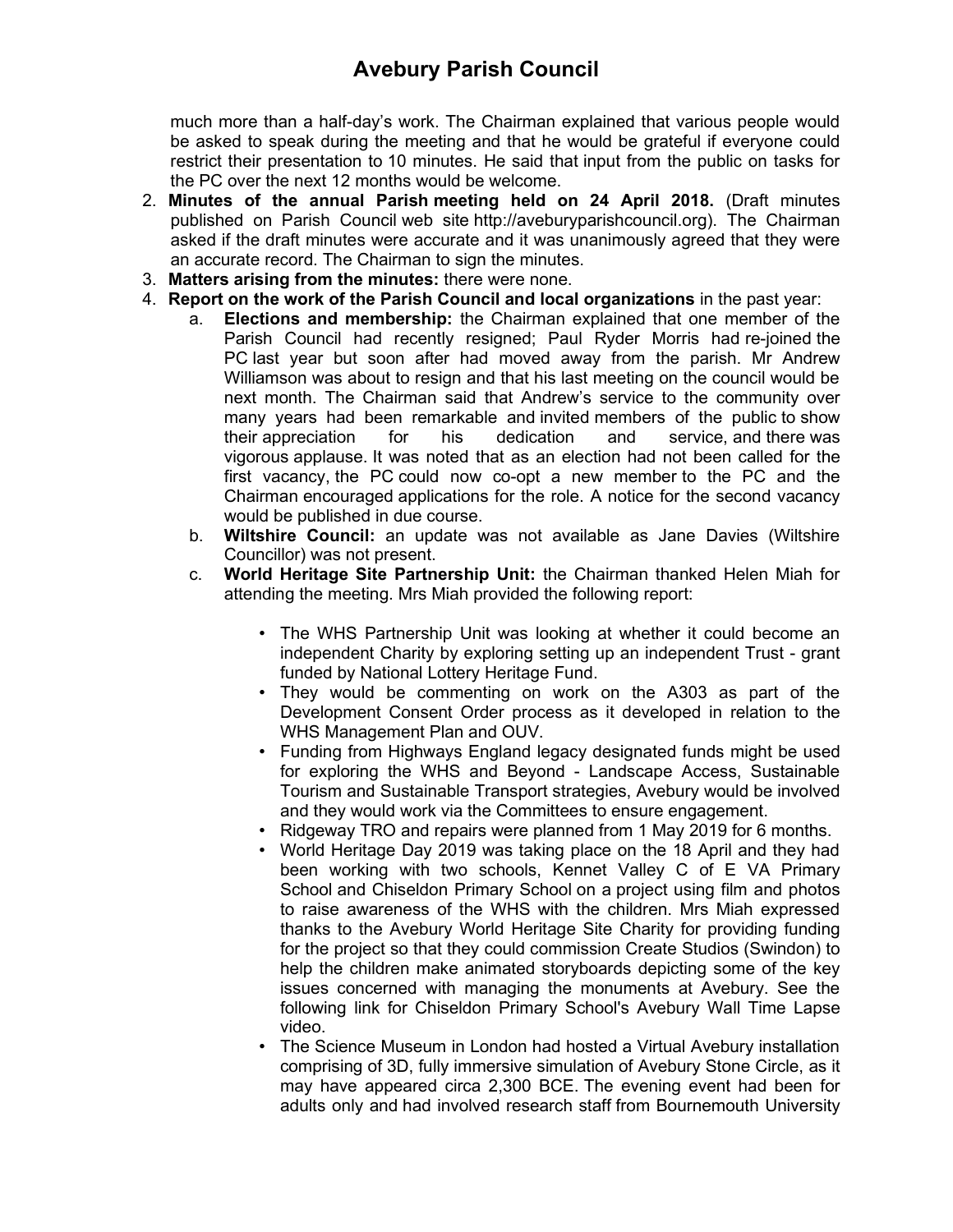much more than a half-day's work. The Chairman explained that various people would be asked to speak during the meeting and that he would be grateful if everyone could restrict their presentation to 10 minutes. He said that input from the public on tasks for the PC over the next 12 months would be welcome.

2. **Minutes of the annual Parish meeting held on 24 April 2018.** (Draft minutes published on Parish Council web site http://aveburyparishcouncil.org). The Chairman asked if the draft minutes were accurate and it was unanimously agreed that they were an accurate record. The Chairman to sign the minutes.
3. **Matters arising from the minutes:** there were none.
4. **Report on the work of the Parish Council and local organizations** in the past year:
   a. **Elections and membership:** the Chairman explained that one member of the Parish Council had recently resigned; Paul Ryder Morris had re-joined the PC last year but soon after had moved away from the parish. Mr Andrew Williamson was about to resign and that his last meeting on the council would be next month. The Chairman said that Andrew's service to the community over many years had been remarkable and invited members of the public to show their appreciation for his dedication and service, and there was vigorous applause. It was noted that as an election had not been called for the first vacancy, the PC could now co-opt a new member to the PC and the Chairman encouraged applications for the role. A notice for the second vacancy would be published in due course.
   b. **Wiltshire Council:** an update was not available as Jane Davies (Wiltshire Councillor) was not present.
   c. **World Heritage Site Partnership Unit:** the Chairman thanked Helen Miah for attending the meeting. Mrs Miah provided the following report:
      - The WHS Partnership Unit was looking at whether it could become an independent Charity by exploring setting up an independent Trust - grant funded by National Lottery Heritage Fund.
      - They would be commenting on work on the A303 as part of the Development Consent Order process as it developed in relation to the WHS Management Plan and OUV.
      - Funding from Highways England legacy designated funds might be used for exploring the WHS and Beyond - Landscape Access, Sustainable Tourism and Sustainable Transport strategies, Avebury would be involved and they would work via the Committees to ensure engagement.
      - Ridgeway TRO and repairs were planned from 1 May 2019 for 6 months.
      - World Heritage Day 2019 was taking place on the 18 April and they had been working with two schools, Kennet Valley C of E VA Primary School and Chiseldon Primary School on a project using film and photos to raise awareness of the WHS with the children. Mrs Miah expressed thanks to the Avebury World Heritage Site Charity for providing funding for the project so that they could commission Create Studios (Swindon) to help the children make animated storyboards depicting some of the key issues concerned with managing the monuments at Avebury. See the following link for Chiseldon Primary School's Avebury Wall Time Lapse video.
      - The Science Museum in London had hosted a Virtual Avebury installation comprising of 3D, fully immersive simulation of Avebury Stone Circle, as it may have appeared circa 2,300 BCE. The evening event had been for adults only and had involved research staff from Bournemouth University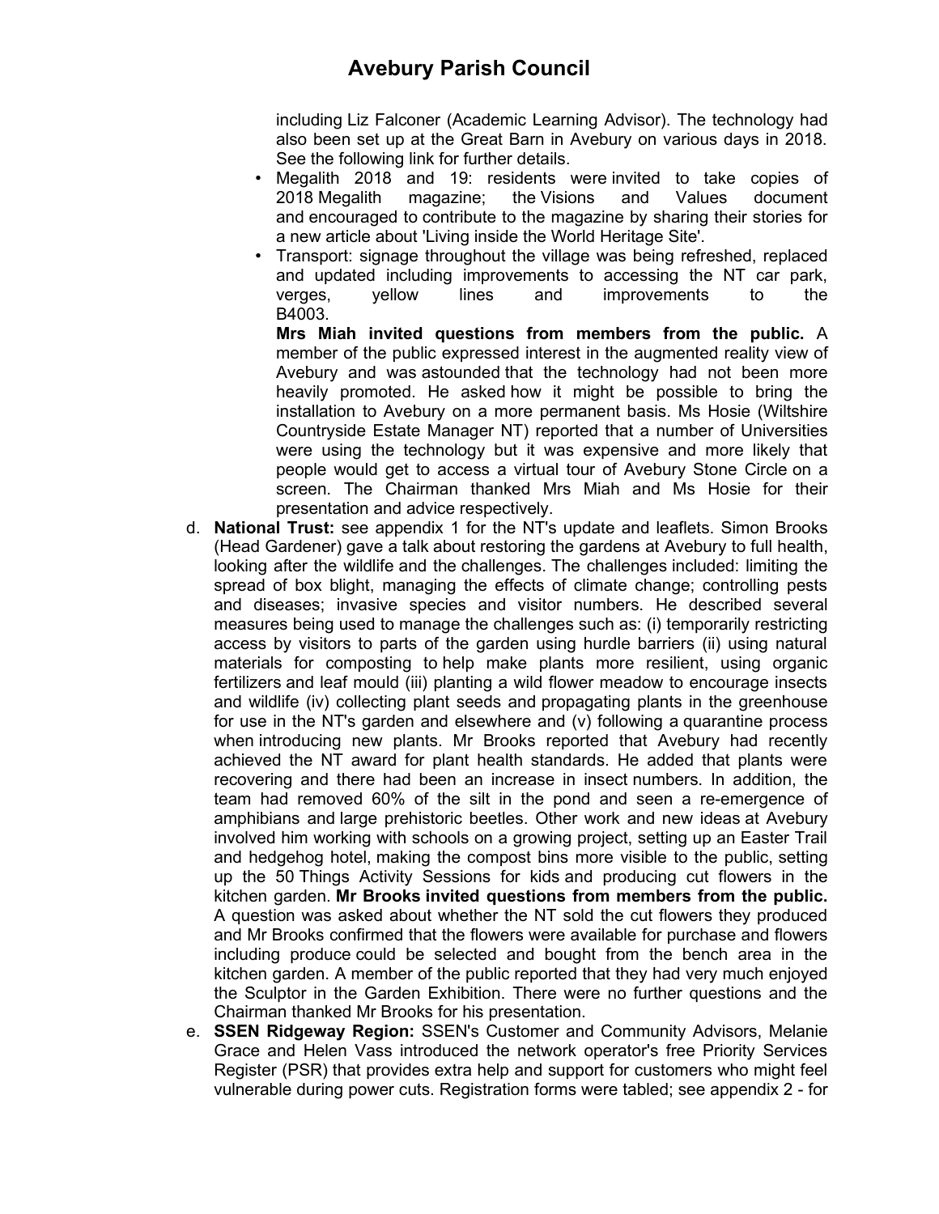including Liz Falconer (Academic Learning Advisor). The technology had also been set up at the Great Barn in Avebury on various days in 2018. See the following link for further details.

- Megalith 2018 and 19: residents were invited to take copies of 2018 Megalith magazine; the Visions and Values document and encouraged to contribute to the magazine by sharing their stories for a new article about 'Living inside the World Heritage Site'.
- Transport: signage throughout the village was being refreshed, replaced and updated including improvements to accessing the NT car park, verges, yellow lines and improvements to the B4003.

  **Mrs Miah invited questions from members from the public.** A member of the public expressed interest in the augmented reality view of Avebury and was astounded that the technology had not been more heavily promoted. He asked how it might be possible to bring the installation to Avebury on a more permanent basis. Ms Hosie (Wiltshire Countryside Estate Manager NT) reported that a number of Universities were using the technology but it was expensive and more likely that people would get to access a virtual tour of Avebury Stone Circle on a screen. The Chairman thanked Mrs Miah and Ms Hosie for their presentation and advice respectively.

d. **National Trust:** see appendix 1 for the NT's update and leaflets. Simon Brooks (Head Gardener) gave a talk about restoring the gardens at Avebury to full health, looking after the wildlife and the challenges. The challenges included: limiting the spread of box blight, managing the effects of climate change; controlling pests and diseases; invasive species and visitor numbers. He described several measures being used to manage the challenges such as: (i) temporarily restricting access by visitors to parts of the garden using hurdle barriers (ii) using natural materials for composting to help make plants more resilient, using organic fertilizers and leaf mould (iii) planting a wild flower meadow to encourage insects and wildlife (iv) collecting plant seeds and propagating plants in the greenhouse for use in the NT's garden and elsewhere and (v) following a quarantine process when introducing new plants. Mr Brooks reported that Avebury had recently achieved the NT award for plant health standards. He added that plants were recovering and there had been an increase in insect numbers. In addition, the team had removed 60% of the silt in the pond and seen a re-emergence of amphibians and large prehistoric beetles. Other work and new ideas at Avebury involved him working with schools on a growing project, setting up an Easter Trail and hedgehog hotel, making the compost bins more visible to the public, setting up the 50 Things Activity Sessions for kids and producing cut flowers in the kitchen garden. **Mr Brooks invited questions from members from the public.** A question was asked about whether the NT sold the cut flowers they produced and Mr Brooks confirmed that the flowers were available for purchase and flowers including produce could be selected and bought from the bench area in the kitchen garden. A member of the public reported that they had very much enjoyed the Sculptor in the Garden Exhibition. There were no further questions and the Chairman thanked Mr Brooks for his presentation.

e. **SSEN Ridgeway Region:** SSEN's Customer and Community Advisors, Melanie Grace and Helen Vass introduced the network operator's free Priority Services Register (PSR) that provides extra help and support for customers who might feel vulnerable during power cuts. Registration forms were tabled; see appendix 2 - for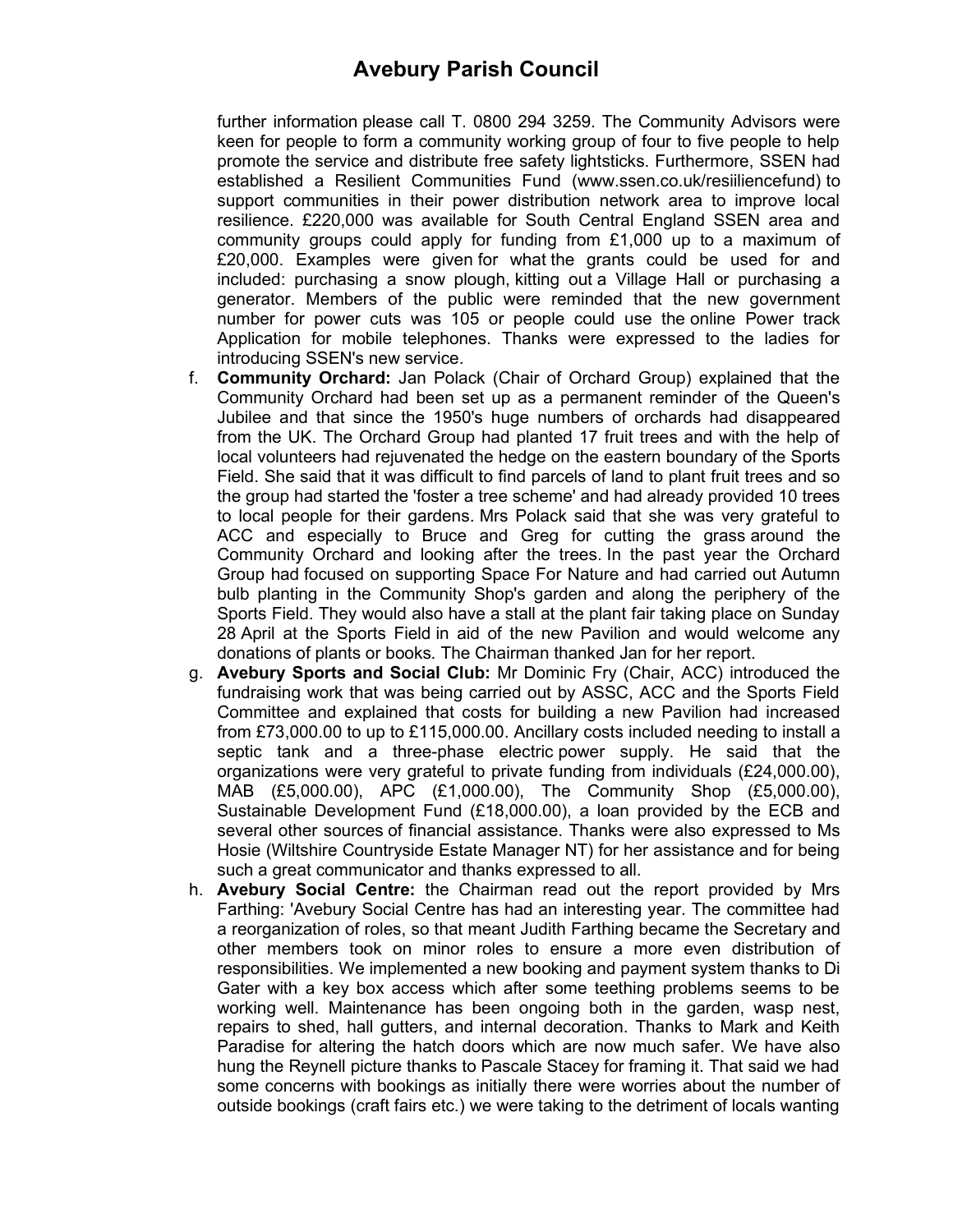further information please call T. 0800 294 3259. The Community Advisors were keen for people to form a community working group of four to five people to help promote the service and distribute free safety lightsticks. Furthermore, SSEN had established a Resilient Communities Fund (www.ssen.co.uk/resiliencefund) to support communities in their power distribution network area to improve local resilience. £220,000 was available for South Central England SSEN area and community groups could apply for funding from £1,000 up to a maximum of £20,000. Examples were given for what the grants could be used for and included: purchasing a snow plough, kitting out a Village Hall or purchasing a generator. Members of the public were reminded that the new government number for power cuts was 105 or people could use the online Power track Application for mobile telephones. Thanks were expressed to the ladies for introducing SSEN's new service.

f. **Community Orchard:** Jan Polack (Chair of Orchard Group) explained that the Community Orchard had been set up as a permanent reminder of the Queen's Jubilee and that since the 1950's huge numbers of orchards had disappeared from the UK. The Orchard Group had planted 17 fruit trees and with the help of local volunteers had rejuvenated the hedge on the eastern boundary of the Sports Field. She said that it was difficult to find parcels of land to plant fruit trees and so the group had started the 'foster a tree scheme' and had already provided 10 trees to local people for their gardens. Mrs Polack said that she was very grateful to ACC and especially to Bruce and Greg for cutting the grass around the Community Orchard and looking after the trees. In the past year the Orchard Group had focused on supporting Space For Nature and had carried out Autumn bulb planting in the Community Shop's garden and along the periphery of the Sports Field. They would also have a stall at the plant fair taking place on Sunday 28 April at the Sports Field in aid of the new Pavilion and would welcome any donations of plants or books. The Chairman thanked Jan for her report.

g. **Avebury Sports and Social Club:** Mr Dominic Fry (Chair, ACC) introduced the fundraising work that was being carried out by ASSC, ACC and the Sports Field Committee and explained that costs for building a new Pavilion had increased from £73,000.00 to up to £115,000.00. Ancillary costs included needing to install a septic tank and a three-phase electric power supply. He said that the organizations were very grateful to private funding from individuals (£24,000.00), MAB (£5,000.00), APC (£1,000.00), The Community Shop (£5,000.00), Sustainable Development Fund (£18,000.00), a loan provided by the ECB and several other sources of financial assistance. Thanks were also expressed to Ms Hosie (Wiltshire Countryside Estate Manager NT) for her assistance and for being such a great communicator and thanks expressed to all.

h. **Avebury Social Centre:** the Chairman read out the report provided by Mrs Farthing: 'Avebury Social Centre has had an interesting year. The committee had a reorganization of roles, so that meant Judith Farthing became the Secretary and other members took on minor roles to ensure a more even distribution of responsibilities. We implemented a new booking and payment system thanks to Di Gater with a key box access which after some teething problems seems to be working well. Maintenance has been ongoing both in the garden, wasp nest, repairs to shed, hall gutters, and internal decoration. Thanks to Mark and Keith Paradise for altering the hatch doors which are now much safer. We have also hung the Reynell picture thanks to Pascale Stacey for framing it. That said we had some concerns with bookings as initially there were worries about the number of outside bookings (craft fairs etc.) we were taking to the detriment of locals wanting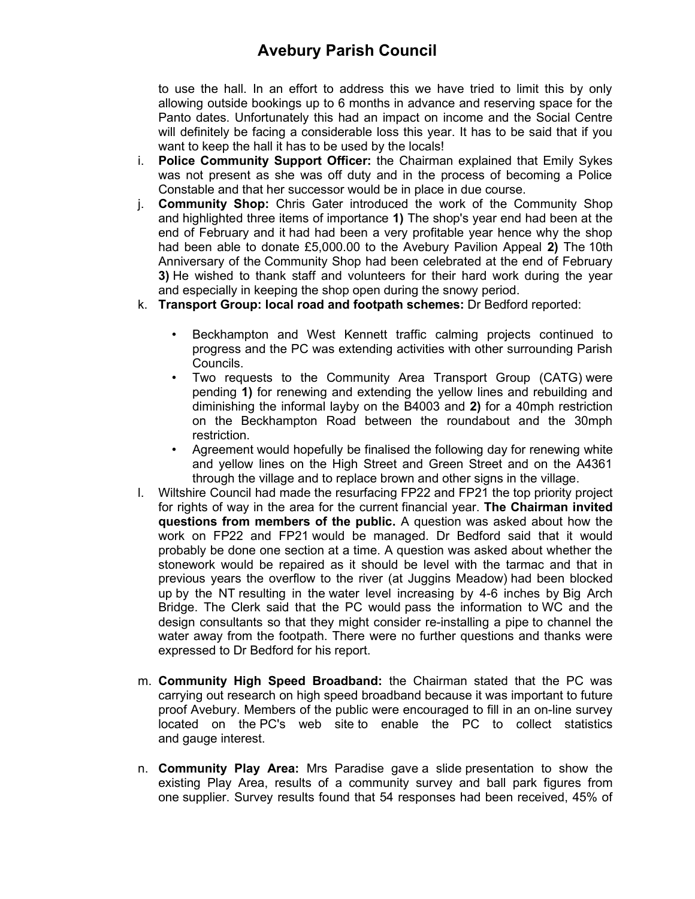to use the hall. In an effort to address this we have tried to limit this by only allowing outside bookings up to 6 months in advance and reserving space for the Panto dates. Unfortunately this had an impact on income and the Social Centre will definitely be facing a considerable loss this year. It has to be said that if you want to keep the hall it has to be used by the locals!

i. **Police Community Support Officer:** the Chairman explained that Emily Sykes was not present as she was off duty and in the process of becoming a Police Constable and that her successor would be in place in due course.

j. **Community Shop:** Chris Gater introduced the work of the Community Shop and highlighted three items of importance **1)** The shop's year end had been at the end of February and it had had been a very profitable year hence why the shop had been able to donate £5,000.00 to the Avebury Pavilion Appeal **2)** The 10th Anniversary of the Community Shop had been celebrated at the end of February **3)** He wished to thank staff and volunteers for their hard work during the year and especially in keeping the shop open during the snowy period.

k. **Transport Group: local road and footpath schemes:** Dr Bedford reported:

   - Beckhampton and West Kennett traffic calming projects continued to progress and the PC was extending activities with other surrounding Parish Councils.
   - Two requests to the Community Area Transport Group (CATG) were pending **1)** for renewing and extending the yellow lines and rebuilding and diminishing the informal layby on the B4003 and **2)** for a 40mph restriction on the Beckhampton Road between the roundabout and the 30mph restriction.
   - Agreement would hopefully be finalised the following day for renewing white and yellow lines on the High Street and Green Street and on the A4361 through the village and to replace brown and other signs in the village.

l. Wiltshire Council had made the resurfacing FP22 and FP21 the top priority project for rights of way in the area for the current financial year. **The Chairman invited questions from members of the public.** A question was asked about how the work on FP22 and FP21 would be managed. Dr Bedford said that it would probably be done one section at a time. A question was asked about whether the stonework would be repaired as it should be level with the tarmac and that in previous years the overflow to the river (at Juggins Meadow) had been blocked up by the NT resulting in the water level increasing by 4-6 inches by Big Arch Bridge. The Clerk said that the PC would pass the information to WC and the design consultants so that they might consider re-installing a pipe to channel the water away from the footpath. There were no further questions and thanks were expressed to Dr Bedford for his report.

m. **Community High Speed Broadband:** the Chairman stated that the PC was carrying out research on high speed broadband because it was important to future proof Avebury. Members of the public were encouraged to fill in an on-line survey located on the PC's web site to enable the PC to collect statistics and gauge interest.

n. **Community Play Area:** Mrs Paradise gave a slide presentation to show the existing Play Area, results of a community survey and ball park figures from one supplier. Survey results found that 54 responses had been received, 45% of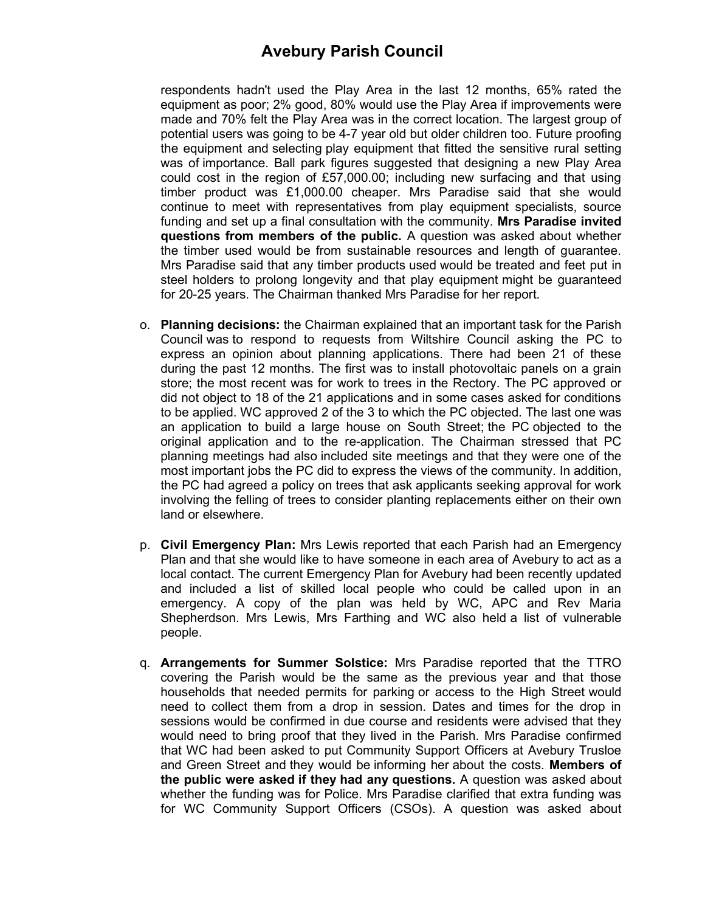respondents hadn't used the Play Area in the last 12 months, 65% rated the equipment as poor; 2% good, 80% would use the Play Area if improvements were made and 70% felt the Play Area was in the correct location. The largest group of potential users was going to be 4-7 year old but older children too. Future proofing the equipment and selecting play equipment that fitted the sensitive rural setting was of importance. Ball park figures suggested that designing a new Play Area could cost in the region of £57,000.00; including new surfacing and that using timber product was £1,000.00 cheaper. Mrs Paradise said that she would continue to meet with representatives from play equipment specialists, source funding and set up a final consultation with the community. **Mrs Paradise invited questions from members of the public.** A question was asked about whether the timber used would be from sustainable resources and length of guarantee. Mrs Paradise said that any timber products used would be treated and feet put in steel holders to prolong longevity and that play equipment might be guaranteed for 20-25 years. The Chairman thanked Mrs Paradise for her report.

o. **Planning decisions:** the Chairman explained that an important task for the Parish Council was to respond to requests from Wiltshire Council asking the PC to express an opinion about planning applications. There had been 21 of these during the past 12 months. The first was to install photovoltaic panels on a grain store; the most recent was for work to trees in the Rectory. The PC approved or did not object to 18 of the 21 applications and in some cases asked for conditions to be applied. WC approved 2 of the 3 to which the PC objected. The last one was an application to build a large house on South Street; the PC objected to the original application and to the re-application. The Chairman stressed that PC planning meetings had also included site meetings and that they were one of the most important jobs the PC did to express the views of the community. In addition, the PC had agreed a policy on trees that ask applicants seeking approval for work involving the felling of trees to consider planting replacements either on their own land or elsewhere.

p. **Civil Emergency Plan:** Mrs Lewis reported that each Parish had an Emergency Plan and that she would like to have someone in each area of Avebury to act as a local contact. The current Emergency Plan for Avebury had been recently updated and included a list of skilled local people who could be called upon in an emergency. A copy of the plan was held by WC, APC and Rev Maria Shepherdson. Mrs Lewis, Mrs Farthing and WC also held a list of vulnerable people.

q. **Arrangements for Summer Solstice:** Mrs Paradise reported that the TTRO covering the Parish would be the same as the previous year and that those households that needed permits for parking or access to the High Street would need to collect them from a drop in session. Dates and times for the drop in sessions would be confirmed in due course and residents were advised that they would need to bring proof that they lived in the Parish. Mrs Paradise confirmed that WC had been asked to put Community Support Officers at Avebury Trusloe and Green Street and they would be informing her about the costs. **Members of the public were asked if they had any questions.** A question was asked about whether the funding was for Police. Mrs Paradise clarified that extra funding was for WC Community Support Officers (CSOs). A question was asked about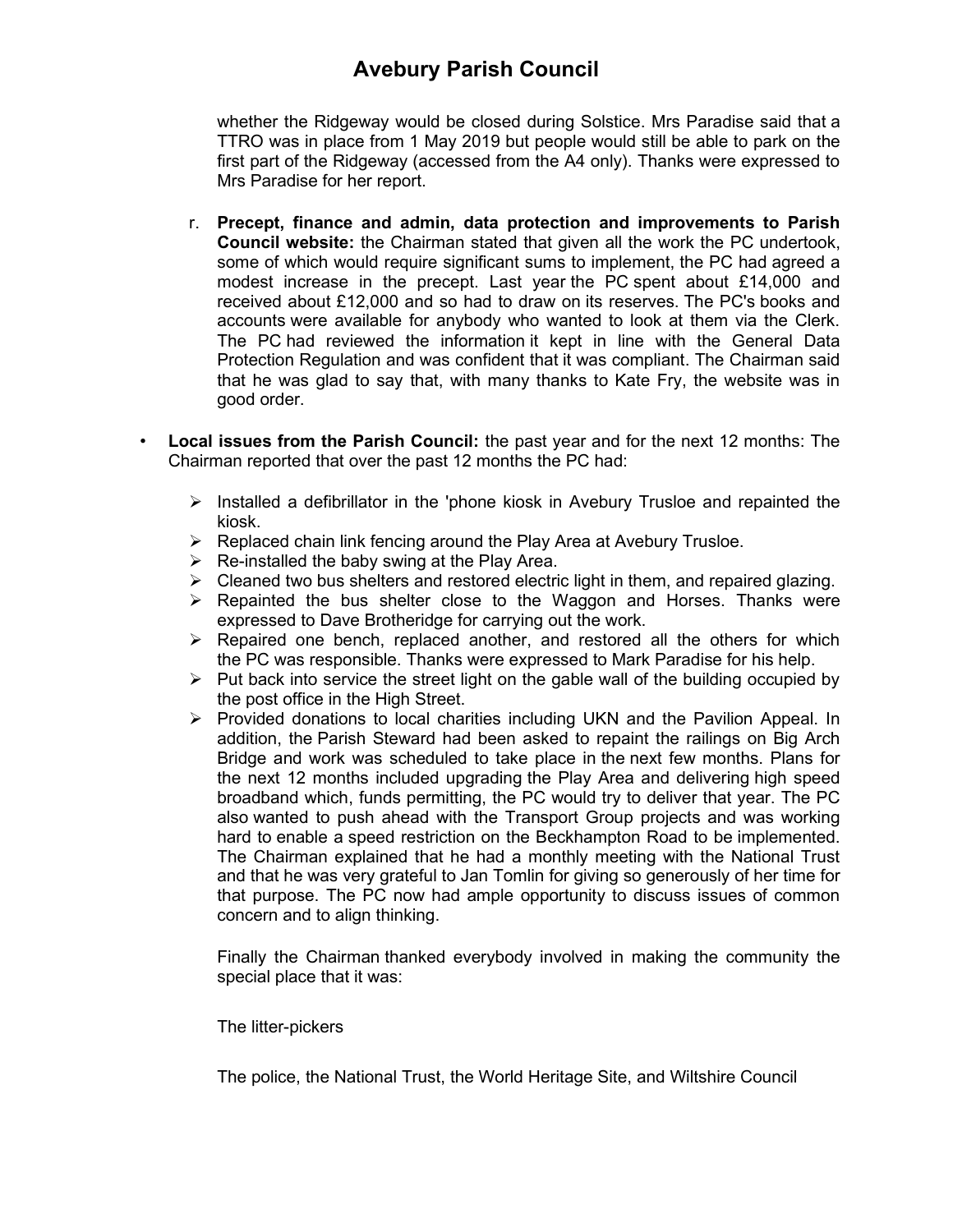whether the Ridgeway would be closed during Solstice. Mrs Paradise said that a TTRO was in place from 1 May 2019 but people would still be able to park on the first part of the Ridgeway (accessed from the A4 only). Thanks were expressed to Mrs Paradise for her report.

r. **Precept, finance and admin, data protection and improvements to Parish Council website:** the Chairman stated that given all the work the PC undertook, some of which would require significant sums to implement, the PC had agreed a modest increase in the precept. Last year the PC spent about £14,000 and received about £12,000 and so had to draw on its reserves. The PC's books and accounts were available for anybody who wanted to look at them via the Clerk. The PC had reviewed the information it kept in line with the General Data Protection Regulation and was confident that it was compliant. The Chairman said that he was glad to say that, with many thanks to Kate Fry, the website was in good order.

- **Local issues from the Parish Council:** the past year and for the next 12 months: The Chairman reported that over the past 12 months the PC had:

  - Installed a defibrillator in the 'phone kiosk in Avebury Trusloe and repainted the kiosk.
  - Replaced chain link fencing around the Play Area at Avebury Trusloe.
  - Re-installed the baby swing at the Play Area.
  - Cleaned two bus shelters and restored electric light in them, and repaired glazing.
  - Repainted the bus shelter close to the Waggon and Horses. Thanks were expressed to Dave Brotheridge for carrying out the work.
  - Repaired one bench, replaced another, and restored all the others for which the PC was responsible. Thanks were expressed to Mark Paradise for his help.
  - Put back into service the street light on the gable wall of the building occupied by the post office in the High Street.
  - Provided donations to local charities including UKN and the Pavilion Appeal. In addition, the Parish Steward had been asked to repaint the railings on Big Arch Bridge and work was scheduled to take place in the next few months. Plans for the next 12 months included upgrading the Play Area and delivering high speed broadband which, funds permitting, the PC would try to deliver that year. The PC also wanted to push ahead with the Transport Group projects and was working hard to enable a speed restriction on the Beckhampton Road to be implemented. The Chairman explained that he had a monthly meeting with the National Trust and that he was very grateful to Jan Tomlin for giving so generously of her time for that purpose. The PC now had ample opportunity to discuss issues of common concern and to align thinking.

  Finally the Chairman thanked everybody involved in making the community the special place that it was:

  The litter-pickers

  The police, the National Trust, the World Heritage Site, and Wiltshire Council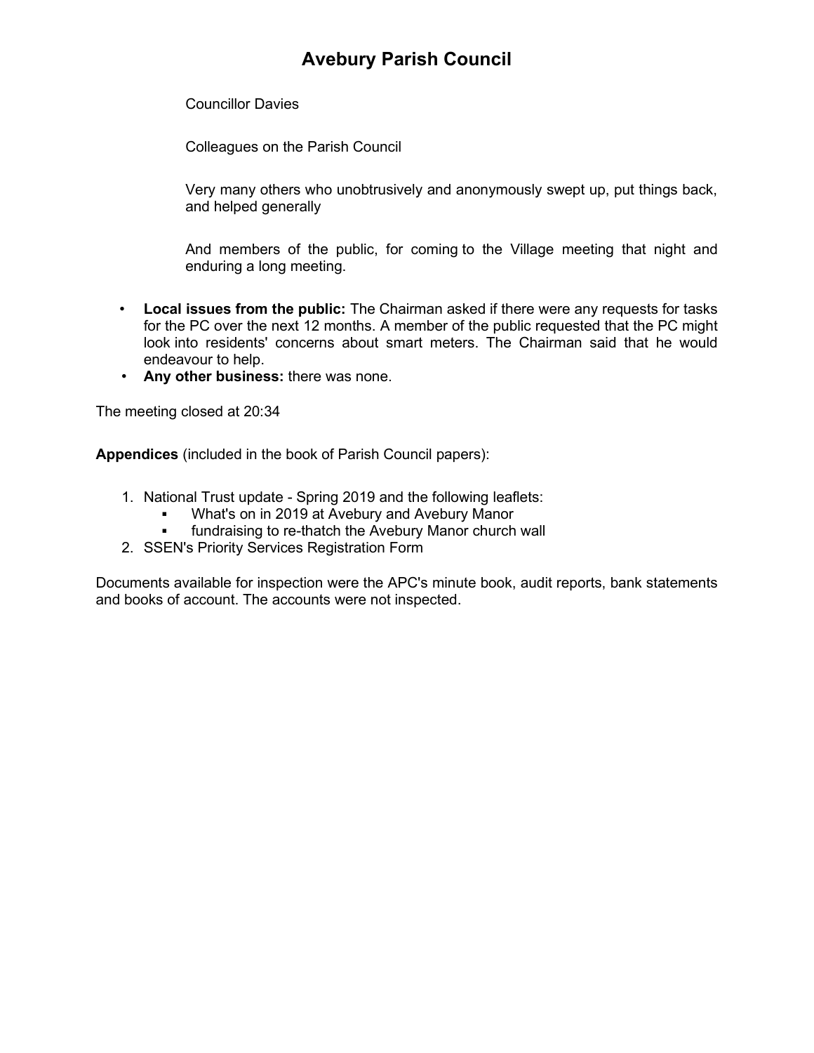Councillor Davies

Colleagues on the Parish Council

Very many others who unobtrusively and anonymously swept up, put things back, and helped generally

And members of the public, for coming to the Village meeting that night and enduring a long meeting.

- **Local issues from the public:** The Chairman asked if there were any requests for tasks for the PC over the next 12 months. A member of the public requested that the PC might look into residents' concerns about smart meters. The Chairman said that he would endeavour to help.
- **Any other business:** there was none.

The meeting closed at 20:34

**Appendices** (included in the book of Parish Council papers):

1. National Trust update - Spring 2019 and the following leaflets:
   - What's on in 2019 at Avebury and Avebury Manor
   - fundraising to re-thatch the Avebury Manor church wall
2. SSEN's Priority Services Registration Form

Documents available for inspection were the APC's minute book, audit reports, bank statements and books of account. The accounts were not inspected.